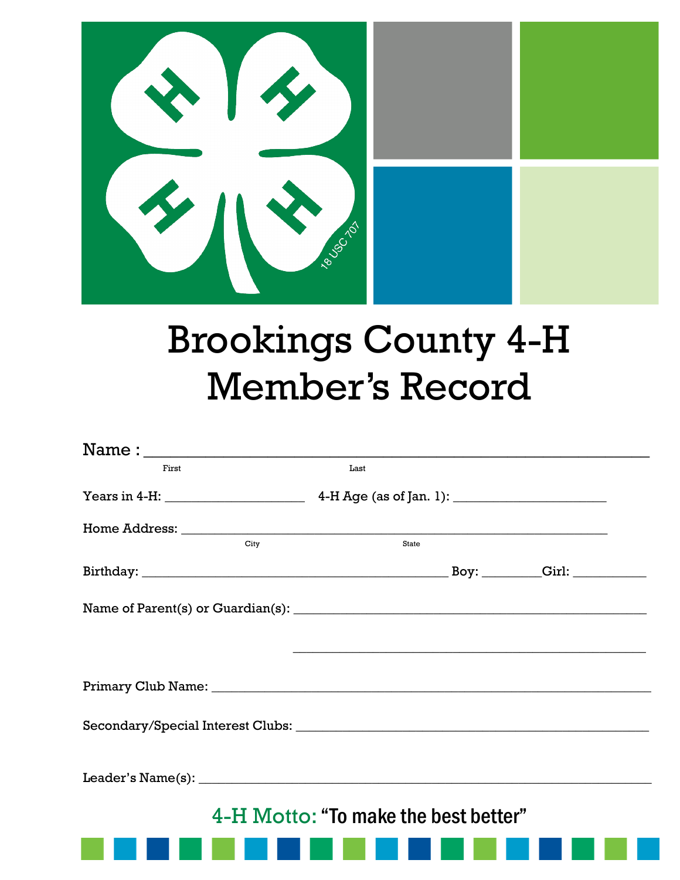# Brookings County 4-H Member's Record

Name : ____________________________________________________________
First Last

Years in 4-H: ____________________ 4-H Age (as of Jan. 1): ______________________

Home Address: ______________________________________________________________
City State

Birthday: _____________________________________________ Boy: ________Girl: __________

Name of Parent(s) or Guardian(s): ____________________________________________________

____________________________________________________

Primary Club Name: __________________________________________________________________

Secondary/Special Interest Clubs: ____________________________________________________

Leader's Name(s): ___________________________________________________________________

4-H Motto: "To make the best better"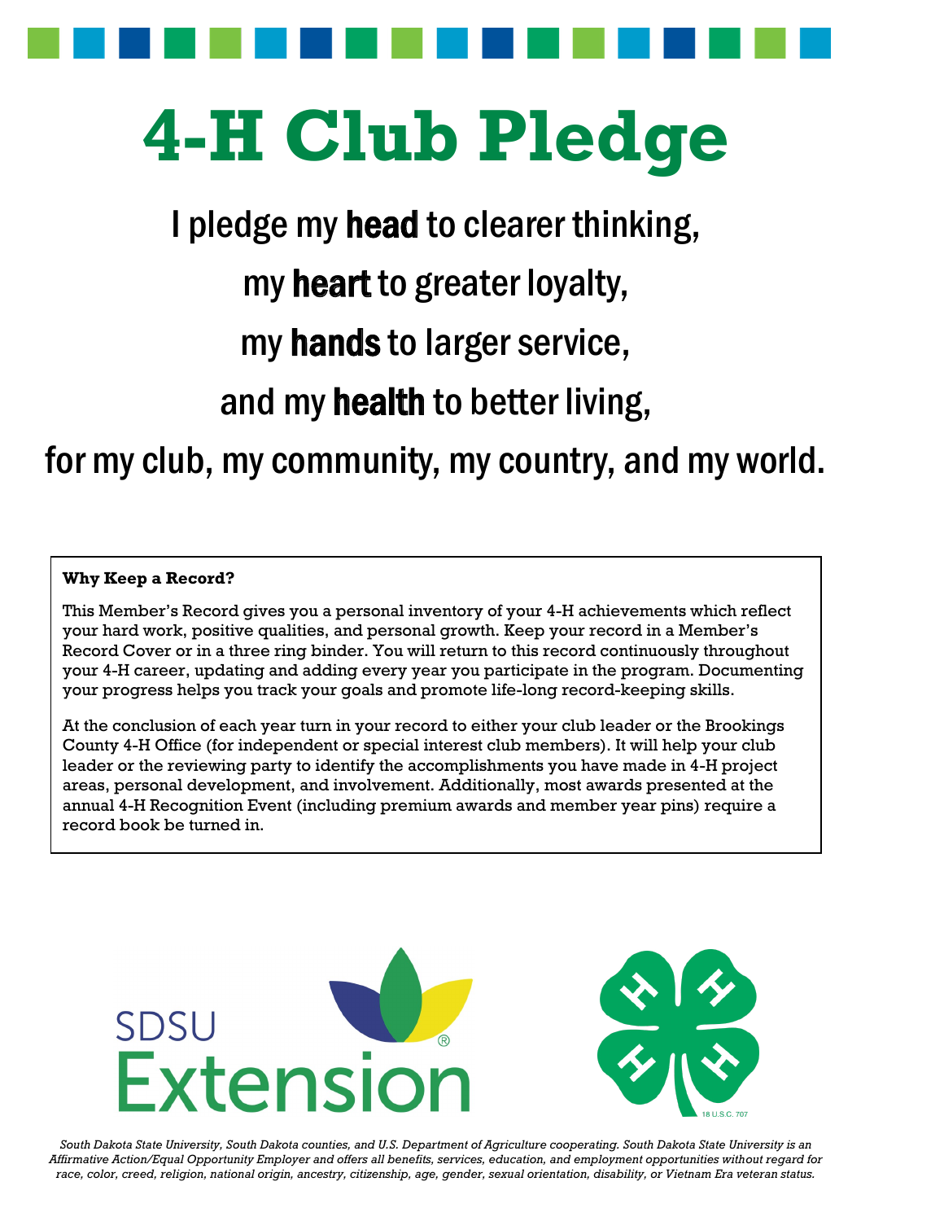# 4-H Club Pledge

I pledge my **head** to clearer thinking,

my **heart** to greater loyalty,

my **hands** to larger service,

and my **health** to better living,

for my club, my community, my country, and my world.

**Why Keep a Record?**

This Member's Record gives you a personal inventory of your 4-H achievements which reflect your hard work, positive qualities, and personal growth. Keep your record in a Member's Record Cover or in a three ring binder. You will return to this record continuously throughout your 4-H career, updating and adding every year you participate in the program. Documenting your progress helps you track your goals and promote life-long record-keeping skills.

At the conclusion of each year turn in your record to either your club leader or the Brookings County 4-H Office (for independent or special interest club members). It will help your club leader or the reviewing party to identify the accomplishments you have made in 4-H project areas, personal development, and involvement. Additionally, most awards presented at the annual 4-H Recognition Event (including premium awards and member year pins) require a record book be turned in.

SDSU Extension

18 U.S.C. 707

*South Dakota State University, South Dakota counties, and U.S. Department of Agriculture cooperating. South Dakota State University is an Affirmative Action/Equal Opportunity Employer and offers all benefits, services, education, and employment opportunities without regard for race, color, creed, religion, national origin, ancestry, citizenship, age, gender, sexual orientation, disability, or Vietnam Era veteran status.*